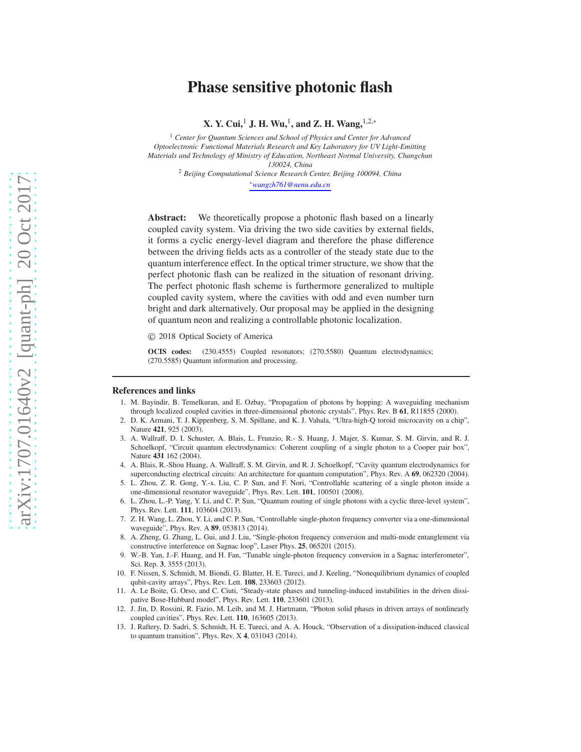# Phase sensitive photonic flash

**X. Y. Cui,[1] J. H. Wu,[1], and Z. H. Wang,[1,2,*]**

[1] *Center for Quantum Sciences and School of Physics and Center for Advanced Optoelectronic Functional Materials Research and Key Laboratory for UV Light-Emitting Materials and Technology of Ministry of Education, Northeast Normal University, Changchun 130024, China*

[2] *Beijing Computational Science Research Center, Beijing 100094, China*

[*] *wangzh761@nenu.edu.cn*

**Abstract:** We theoretically propose a photonic flash based on a linearly coupled cavity system. Via driving the two side cavities by external fields, it forms a cyclic energy-level diagram and therefore the phase difference between the driving fields acts as a controller of the steady state due to the quantum interference effect. In the optical trimer structure, we show that the perfect photonic flash can be realized in the situation of resonant driving. The perfect photonic flash scheme is furthermore generalized to multiple coupled cavity system, where the cavities with odd and even number turn bright and dark alternatively. Our proposal may be applied in the designing of quantum neon and realizing a controllable photonic localization.

© 2018 Optical Society of America

**OCIS codes:** (230.4555) Coupled resonators; (270.5580) Quantum electrodynamics; (270.5585) Quantum information and processing.

## References and links

1. M. Bayindir, B. Temelkuran, and E. Ozbay, "Propagation of photons by hopping: A waveguiding mechanism through localized coupled cavities in three-dimensional photonic crystals", Phys. Rev. B **61**, R11855 (2000).
2. D. K. Armani, T. J. Kippenberg, S. M. Spillane, and K. J. Vahala, "Ultra-high-Q toroid microcavity on a chip", Nature **421**, 925 (2003).
3. A. Wallraff, D. I. Schuster, A. Blais, L. Frunzio, R.- S. Huang, J. Majer, S. Kumar, S. M. Girvin, and R. J. Schoelkopf, "Circuit quantum electrodynamics: Coherent coupling of a single photon to a Cooper pair box", Nature **431** 162 (2004).
4. A. Blais, R.-Shou Huang, A. Wallraff, S. M. Girvin, and R. J. Schoelkopf, "Cavity quantum electrodynamics for superconducting electrical circuits: An architecture for quantum computation", Phys. Rev. A **69**, 062320 (2004).
5. L. Zhou, Z. R. Gong, Y.-x. Liu, C. P. Sun, and F. Nori, "Controllable scattering of a single photon inside a one-dimensional resonator waveguide", Phys. Rev. Lett. **101**, 100501 (2008).
6. L. Zhou, L.-P. Yang, Y. Li, and C. P. Sun, "Quantum routing of single photons with a cyclic three-level system", Phys. Rev. Lett. **111**, 103604 (2013).
7. Z. H. Wang, L. Zhou, Y. Li, and C. P. Sun, "Controllable single-photon frequency converter via a one-dimensional waveguide", Phys. Rev. A **89**, 053813 (2014).
8. A. Zheng, G. Zhang, L. Gui, and J. Liu, "Single-photon frequency conversion and multi-mode entanglement via constructive interference on Sagnac loop", Laser Phys. **25**, 065201 (2015).
9. W.-B. Yan, J.-F. Huang, and H. Fan, "Tunable single-photon frequency conversion in a Sagnac interferometer", Sci. Rep. **3**, 3555 (2013).
10. F. Nissen, S. Schmidt, M. Biondi, G. Blatter, H. E. Tureci, and J. Keeling, "Nonequilibrium dynamics of coupled qubit-cavity arrays", Phys. Rev. Lett. **108**, 233603 (2012).
11. A. Le Boite, G. Orso, and C. Ciuti, "Steady-state phases and tunneling-induced instabilities in the driven dissipative Bose-Hubbard model", Phys. Rev. Lett. **110**, 233601 (2013).
12. J. Jin, D. Rossini, R. Fazio, M. Leib, and M. J. Hartmann, "Photon solid phases in driven arrays of nonlinearly coupled cavities", Phys. Rev. Lett. **110**, 163605 (2013).
13. J. Raftery, D. Sadri, S. Schmidt, H. E. Tureci, and A. A. Houck, "Observation of a dissipation-induced classical to quantum transition", Phys. Rev. X **4**, 031043 (2014).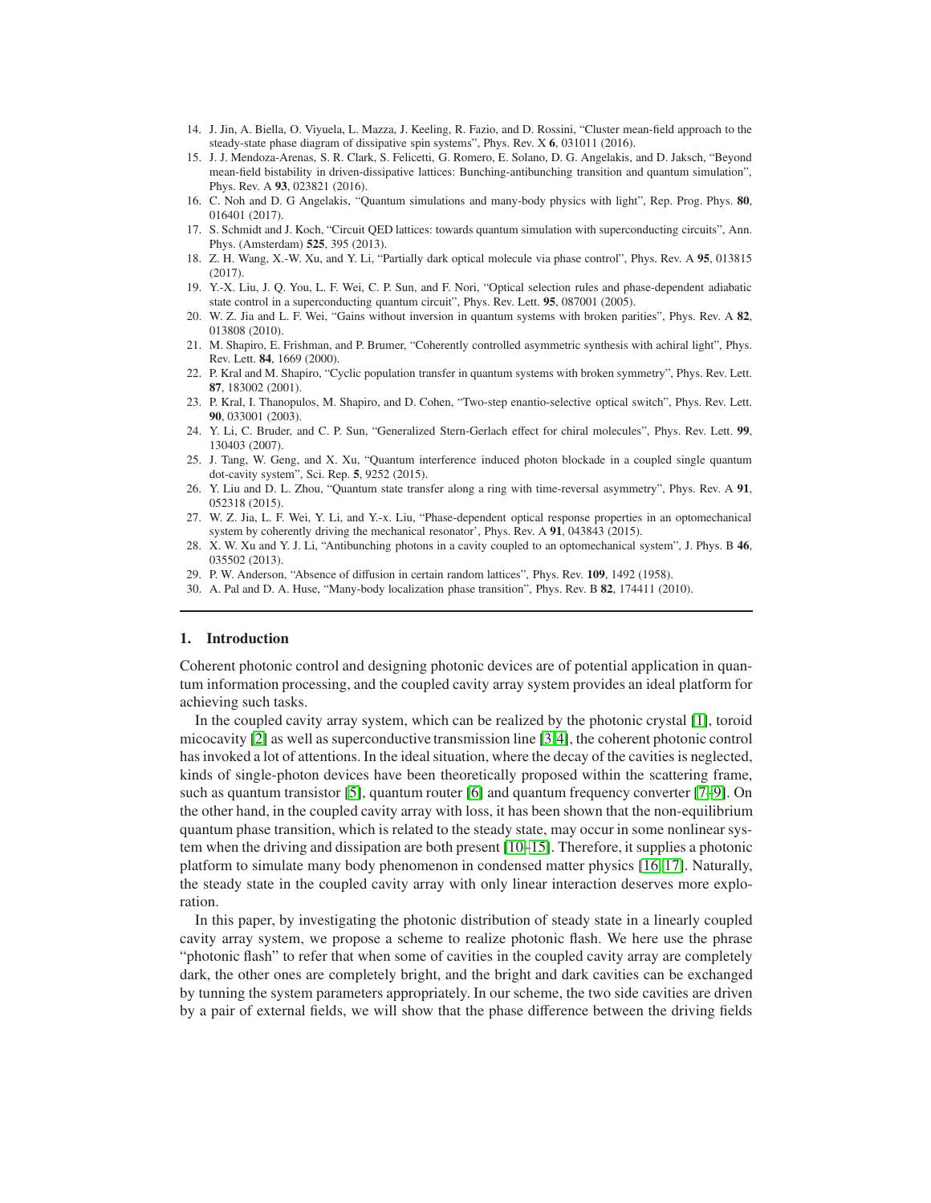14. J. Jin, A. Biella, O. Viyuela, L. Mazza, J. Keeling, R. Fazio, and D. Rossini, "Cluster mean-field approach to the steady-state phase diagram of dissipative spin systems", Phys. Rev. X **6**, 031011 (2016).
15. J. J. Mendoza-Arenas, S. R. Clark, S. Felicetti, G. Romero, E. Solano, D. G. Angelakis, and D. Jaksch, "Beyond mean-field bistability in driven-dissipative lattices: Bunching-antibunching transition and quantum simulation", Phys. Rev. A **93**, 023821 (2016).
16. C. Noh and D. G Angelakis, "Quantum simulations and many-body physics with light", Rep. Prog. Phys. **80**, 016401 (2017).
17. S. Schmidt and J. Koch, "Circuit QED lattices: towards quantum simulation with superconducting circuits", Ann. Phys. (Amsterdam) **525**, 395 (2013).
18. Z. H. Wang, X.-W. Xu, and Y. Li, "Partially dark optical molecule via phase control", Phys. Rev. A **95**, 013815 (2017).
19. Y.-X. Liu, J. Q. You, L. F. Wei, C. P. Sun, and F. Nori, "Optical selection rules and phase-dependent adiabatic state control in a superconducting quantum circuit", Phys. Rev. Lett. **95**, 087001 (2005).
20. W. Z. Jia and L. F. Wei, "Gains without inversion in quantum systems with broken parities", Phys. Rev. A **82**, 013808 (2010).
21. M. Shapiro, E. Frishman, and P. Brumer, "Coherently controlled asymmetric synthesis with achiral light", Phys. Rev. Lett. **84**, 1669 (2000).
22. P. Kral and M. Shapiro, "Cyclic population transfer in quantum systems with broken symmetry", Phys. Rev. Lett. **87**, 183002 (2001).
23. P. Kral, I. Thanopulos, M. Shapiro, and D. Cohen, "Two-step enantio-selective optical switch", Phys. Rev. Lett. **90**, 033001 (2003).
24. Y. Li, C. Bruder, and C. P. Sun, "Generalized Stern-Gerlach effect for chiral molecules", Phys. Rev. Lett. **99**, 130403 (2007).
25. J. Tang, W. Geng, and X. Xu, "Quantum interference induced photon blockade in a coupled single quantum dot-cavity system", Sci. Rep. **5**, 9252 (2015).
26. Y. Liu and D. L. Zhou, "Quantum state transfer along a ring with time-reversal asymmetry", Phys. Rev. A **91**, 052318 (2015).
27. W. Z. Jia, L. F. Wei, Y. Li, and Y.-x. Liu, "Phase-dependent optical response properties in an optomechanical system by coherently driving the mechanical resonator', Phys. Rev. A **91**, 043843 (2015).
28. X. W. Xu and Y. J. Li, "Antibunching photons in a cavity coupled to an optomechanical system", J. Phys. B **46**, 035502 (2013).
29. P. W. Anderson, "Absence of diffusion in certain random lattices", Phys. Rev. **109**, 1492 (1958).
30. A. Pal and D. A. Huse, "Many-body localization phase transition", Phys. Rev. B **82**, 174411 (2010).

## 1. Introduction

Coherent photonic control and designing photonic devices are of potential application in quantum information processing, and the coupled cavity array system provides an ideal platform for achieving such tasks.

In the coupled cavity array system, which can be realized by the photonic crystal [1], toroid micocavity [2] as well as superconductive transmission line [3,4], the coherent photonic control has invoked a lot of attentions. In the ideal situation, where the decay of the cavities is neglected, kinds of single-photon devices have been theoretically proposed within the scattering frame, such as quantum transistor [5], quantum router [6] and quantum frequency converter [7–9]. On the other hand, in the coupled cavity array with loss, it has been shown that the non-equilibrium quantum phase transition, which is related to the steady state, may occur in some nonlinear system when the driving and dissipation are both present [10–15]. Therefore, it supplies a photonic platform to simulate many body phenomenon in condensed matter physics [16,17]. Naturally, the steady state in the coupled cavity array with only linear interaction deserves more exploration.

In this paper, by investigating the photonic distribution of steady state in a linearly coupled cavity array system, we propose a scheme to realize photonic flash. We here use the phrase "photonic flash" to refer that when some of cavities in the coupled cavity array are completely dark, the other ones are completely bright, and the bright and dark cavities can be exchanged by tunning the system parameters appropriately. In our scheme, the two side cavities are driven by a pair of external fields, we will show that the phase difference between the driving fields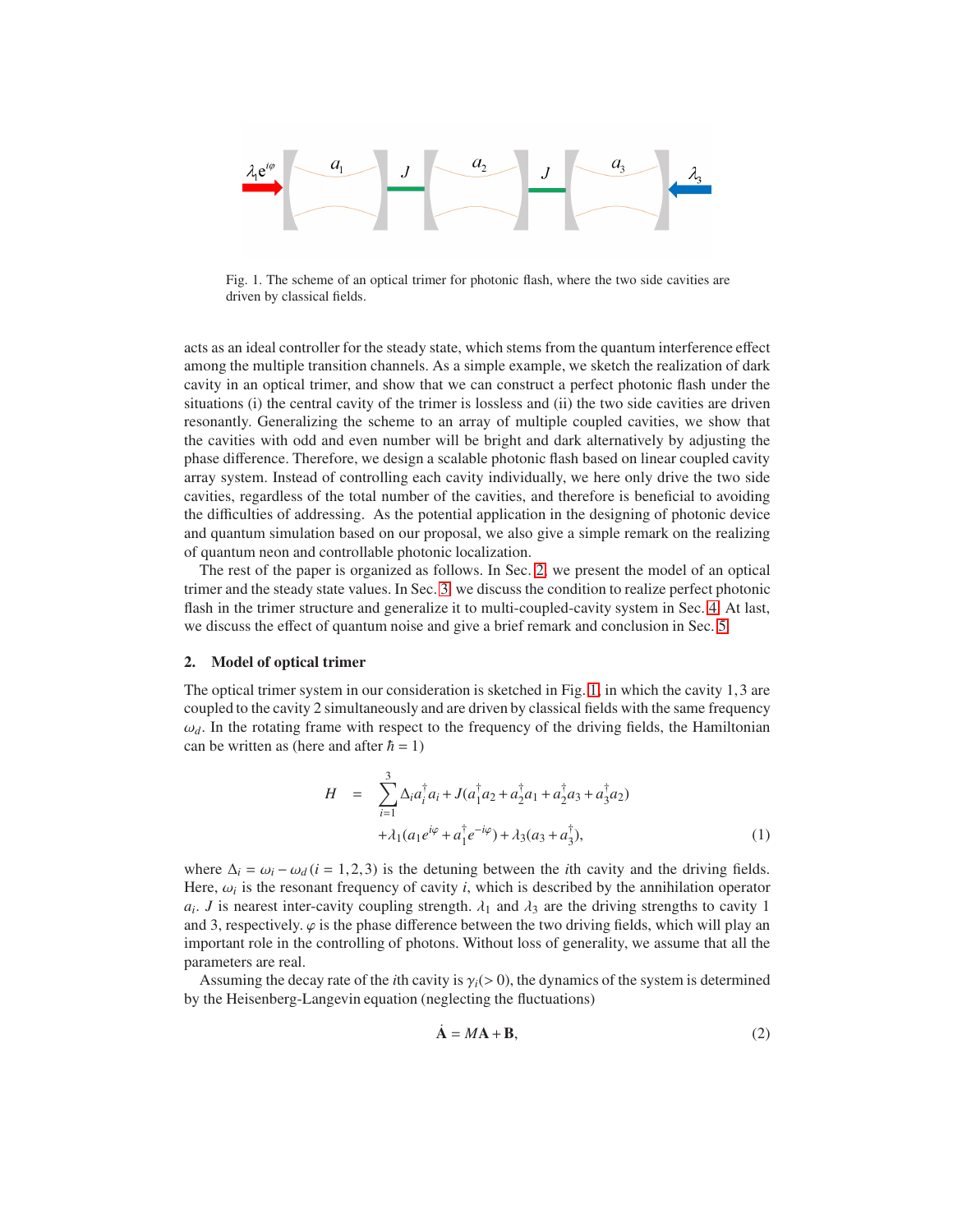Fig. 1. The scheme of an optical trimer for photonic flash, where the two side cavities are driven by classical fields.

acts as an ideal controller for the steady state, which stems from the quantum interference effect among the multiple transition channels. As a simple example, we sketch the realization of dark cavity in an optical trimer, and show that we can construct a perfect photonic flash under the situations (i) the central cavity of the trimer is lossless and (ii) the two side cavities are driven resonantly. Generalizing the scheme to an array of multiple coupled cavities, we show that the cavities with odd and even number will be bright and dark alternatively by adjusting the phase difference. Therefore, we design a scalable photonic flash based on linear coupled cavity array system. Instead of controlling each cavity individually, we here only drive the two side cavities, regardless of the total number of the cavities, and therefore is beneficial to avoiding the difficulties of addressing. As the potential application in the designing of photonic device and quantum simulation based on our proposal, we also give a simple remark on the realizing of quantum neon and controllable photonic localization.

The rest of the paper is organized as follows. In Sec. 2, we present the model of an optical trimer and the steady state values. In Sec. 3, we discuss the condition to realize perfect photonic flash in the trimer structure and generalize it to multi-coupled-cavity system in Sec. 4. At last, we discuss the effect of quantum noise and give a brief remark and conclusion in Sec. 5.

## 2. Model of optical trimer

The optical trimer system in our consideration is sketched in Fig. 1, in which the cavity 1, 3 are coupled to the cavity 2 simultaneously and are driven by classical fields with the same frequency $\omega_d$. In the rotating frame with respect to the frequency of the driving fields, the Hamiltonian can be written as (here and after $\hbar = 1$)

$$
\begin{aligned}
H &= \sum_{i=1}^{3} \Delta_i a_i^\dagger a_i + J(a_1^\dagger a_2 + a_2^\dagger a_1 + a_2^\dagger a_3 + a_3^\dagger a_2) \\
&\quad + \lambda_1 (a_1 e^{i\varphi} + a_1^\dagger e^{-i\varphi}) + \lambda_3 (a_3 + a_3^\dagger),
\end{aligned} \tag{1}
$$

where $\Delta_i = \omega_i - \omega_d \, (i = 1, 2, 3)$ is the detuning between the $i$th cavity and the driving fields. Here, $\omega_i$ is the resonant frequency of cavity $i$, which is described by the annihilation operator $a_i$. $J$ is nearest inter-cavity coupling strength. $\lambda_1$ and $\lambda_3$ are the driving strengths to cavity 1 and 3, respectively. $\varphi$ is the phase difference between the two driving fields, which will play an important role in the controlling of photons. Without loss of generality, we assume that all the parameters are real.

Assuming the decay rate of the $i$th cavity is $\gamma_i (> 0)$, the dynamics of the system is determined by the Heisenberg-Langevin equation (neglecting the fluctuations)

$$
\dot{\mathbf{A}} = M\mathbf{A} + \mathbf{B}, \tag{2}
$$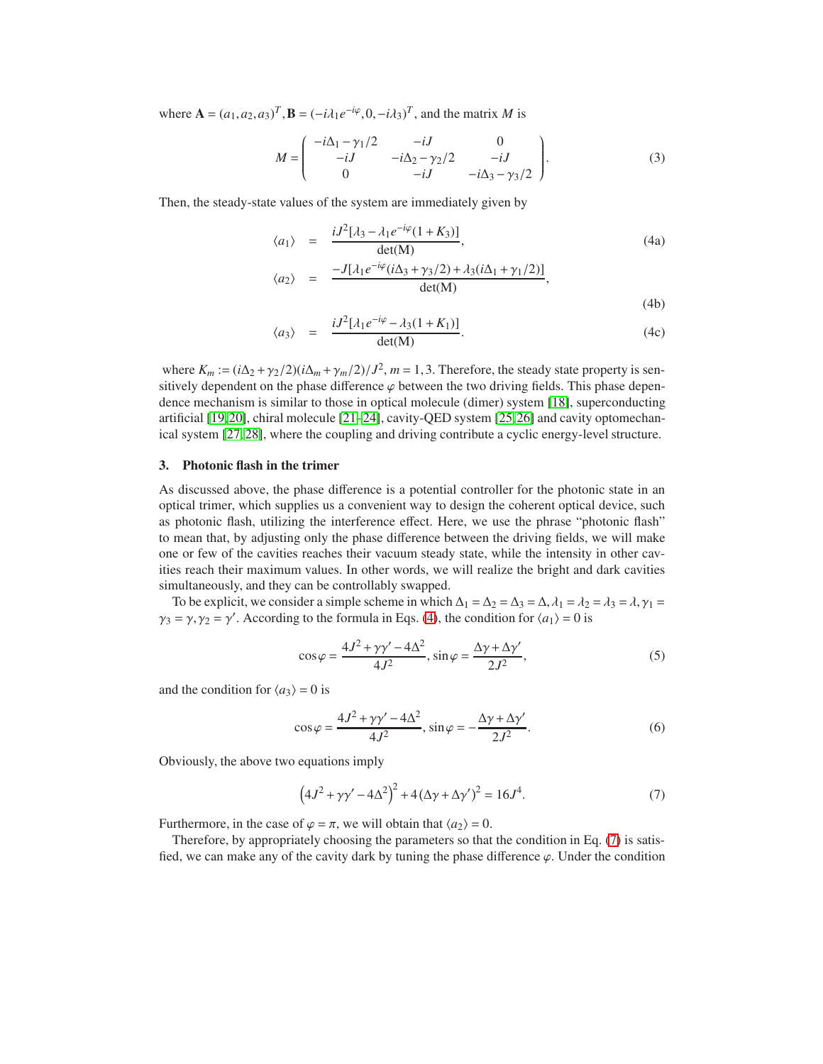where $\mathbf{A} = (a_1, a_2, a_3)^T, \mathbf{B} = (-i\lambda_1 e^{-i\varphi}, 0, -i\lambda_3)^T$, and the matrix $M$ is

$$M = \begin{pmatrix} -i\Delta_1 - \gamma_1/2 & -iJ & 0 \\ -iJ & -i\Delta_2 - \gamma_2/2 & -iJ \\ 0 & -iJ & -i\Delta_3 - \gamma_3/2 \end{pmatrix}. \tag{3}$$

Then, the steady-state values of the system are immediately given by

$$\langle a_1 \rangle = \frac{iJ^2[\lambda_3 - \lambda_1 e^{-i\varphi}(1+K_3)]}{\det(\mathrm{M})}, \tag{4a}$$

$$\langle a_2 \rangle = \frac{-J[\lambda_1 e^{-i\varphi}(i\Delta_3 + \gamma_3/2) + \lambda_3(i\Delta_1 + \gamma_1/2)]}{\det(\mathrm{M})}, \tag{4b}$$

$$\langle a_3 \rangle = \frac{iJ^2[\lambda_1 e^{-i\varphi} - \lambda_3(1+K_1)]}{\det(\mathrm{M})}. \tag{4c}$$

where $K_m := (i\Delta_2 + \gamma_2/2)(i\Delta_m + \gamma_m/2)/J^2, m = 1, 3$. Therefore, the steady state property is sensitively dependent on the phase difference $\varphi$ between the two driving fields. This phase dependence mechanism is similar to those in optical molecule (dimer) system [18], superconducting artificial [19,20], chiral molecule [21–24], cavity-QED system [25,26] and cavity optomechanical system [27,28], where the coupling and driving contribute a cyclic energy-level structure.

## 3. Photonic flash in the trimer

As discussed above, the phase difference is a potential controller for the photonic state in an optical trimer, which supplies us a convenient way to design the coherent optical device, such as photonic flash, utilizing the interference effect. Here, we use the phrase "photonic flash" to mean that, by adjusting only the phase difference between the driving fields, we will make one or few of the cavities reaches their vacuum steady state, while the intensity in other cavities reach their maximum values. In other words, we will realize the bright and dark cavities simultaneously, and they can be controllably swapped.

To be explicit, we consider a simple scheme in which $\Delta_1 = \Delta_2 = \Delta_3 = \Delta, \lambda_1 = \lambda_2 = \lambda_3 = \lambda, \gamma_1 = \gamma_3 = \gamma, \gamma_2 = \gamma'$. According to the formula in Eqs. (4), the condition for $\langle a_1 \rangle = 0$ is

$$\cos\varphi = \frac{4J^2 + \gamma\gamma' - 4\Delta^2}{4J^2}, \sin\varphi = \frac{\Delta\gamma + \Delta\gamma'}{2J^2}, \tag{5}$$

and the condition for $\langle a_3 \rangle = 0$ is

$$\cos\varphi = \frac{4J^2 + \gamma\gamma' - 4\Delta^2}{4J^2}, \sin\varphi = -\frac{\Delta\gamma + \Delta\gamma'}{2J^2}. \tag{6}$$

Obviously, the above two equations imply

$$\left(4J^2 + \gamma\gamma' - 4\Delta^2\right)^2 + 4\left(\Delta\gamma + \Delta\gamma'\right)^2 = 16J^4. \tag{7}$$

Furthermore, in the case of $\varphi = \pi$, we will obtain that $\langle a_2 \rangle = 0$.

Therefore, by appropriately choosing the parameters so that the condition in Eq. (7) is satisfied, we can make any of the cavity dark by tuning the phase difference $\varphi$. Under the condition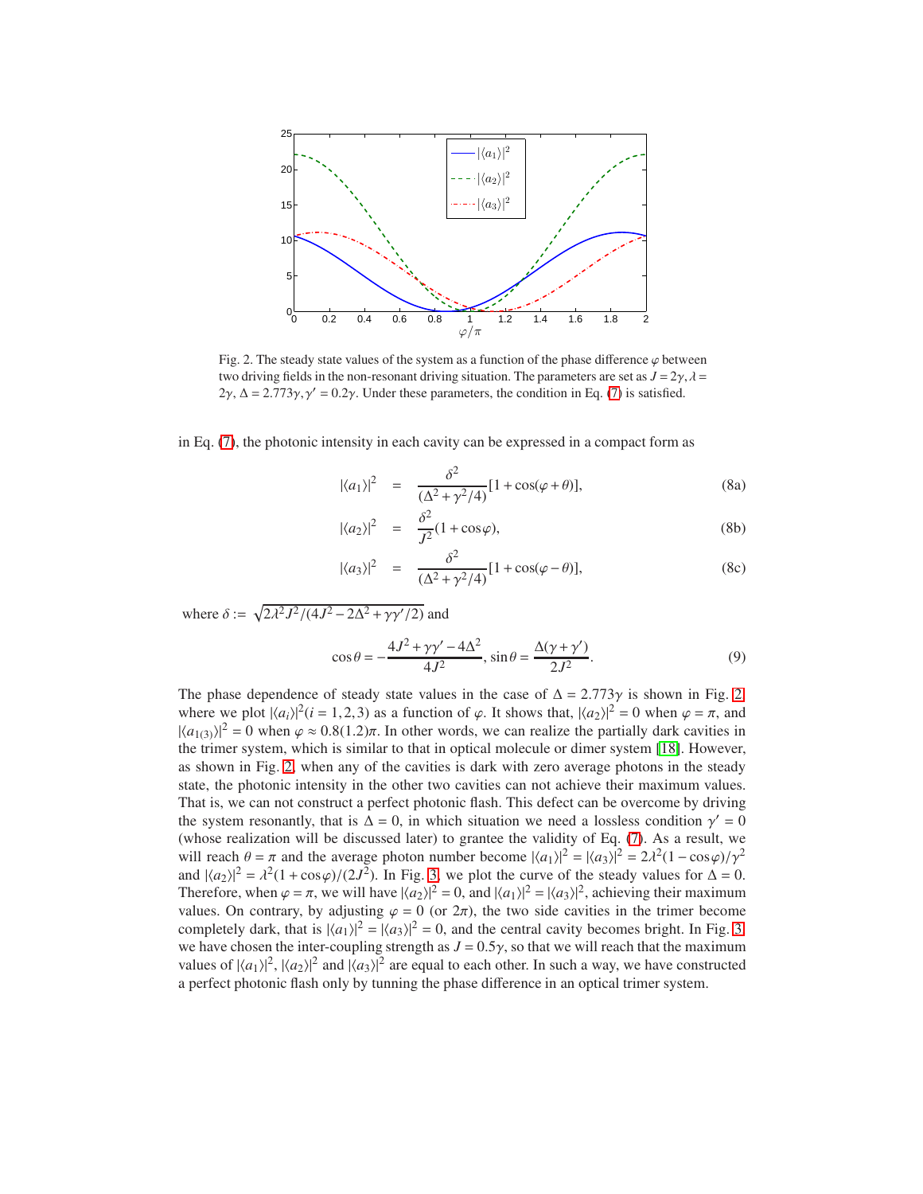Fig. 2. The steady state values of the system as a function of the phase difference $\varphi$ between two driving fields in the non-resonant driving situation. The parameters are set as $J = 2\gamma, \lambda = 2\gamma, \Delta = 2.773\gamma, \gamma' = 0.2\gamma$. Under these parameters, the condition in Eq. (7) is satisfied.

in Eq. (7), the photonic intensity in each cavity can be expressed in a compact form as

$$|\langle a_1 \rangle|^2 = \frac{\delta^2}{(\Delta^2 + \gamma^2/4)}[1 + \cos(\varphi + \theta)], \tag{8a}$$

$$|\langle a_2 \rangle|^2 = \frac{\delta^2}{J^2}(1 + \cos\varphi), \tag{8b}$$

$$|\langle a_3 \rangle|^2 = \frac{\delta^2}{(\Delta^2 + \gamma^2/4)}[1 + \cos(\varphi - \theta)], \tag{8c}$$

where $\delta := \sqrt{2\lambda^2 J^2/(4J^2 - 2\Delta^2 + \gamma\gamma'/2)}$ and

$$\cos\theta = -\frac{4J^2 + \gamma\gamma' - 4\Delta^2}{4J^2}, \ \sin\theta = \frac{\Delta(\gamma + \gamma')}{2J^2}. \tag{9}$$

The phase dependence of steady state values in the case of $\Delta = 2.773\gamma$ is shown in Fig. 2, where we plot $|\langle a_i \rangle|^2 (i = 1, 2, 3)$ as a function of $\varphi$. It shows that, $|\langle a_2 \rangle|^2 = 0$ when $\varphi = \pi$, and $|\langle a_{1(3)} \rangle|^2 = 0$ when $\varphi \approx 0.8(1.2)\pi$. In other words, we can realize the partially dark cavities in the trimer system, which is similar to that in optical molecule or dimer system [18]. However, as shown in Fig. 2, when any of the cavities is dark with zero average photons in the steady state, the photonic intensity in the other two cavities can not achieve their maximum values. That is, we can not construct a perfect photonic flash. This defect can be overcome by driving the system resonantly, that is $\Delta = 0$, in which situation we need a lossless condition $\gamma' = 0$ (whose realization will be discussed later) to grantee the validity of Eq. (7). As a result, we will reach $\theta = \pi$ and the average photon number become $|\langle a_1 \rangle|^2 = |\langle a_3 \rangle|^2 = 2\lambda^2(1 - \cos\varphi)/\gamma^2$ and $|\langle a_2 \rangle|^2 = \lambda^2(1 + \cos\varphi)/(2J^2)$. In Fig. 3, we plot the curve of the steady values for $\Delta = 0$. Therefore, when $\varphi = \pi$, we will have $|\langle a_2 \rangle|^2 = 0$, and $|\langle a_1 \rangle|^2 = |\langle a_3 \rangle|^2$, achieving their maximum values. On contrary, by adjusting $\varphi = 0$ (or $2\pi$), the two side cavities in the trimer become completely dark, that is $|\langle a_1 \rangle|^2 = |\langle a_3 \rangle|^2 = 0$, and the central cavity becomes bright. In Fig. 3, we have chosen the inter-coupling strength as $J = 0.5\gamma$, so that we will reach that the maximum values of $|\langle a_1 \rangle|^2$, $|\langle a_2 \rangle|^2$ and $|\langle a_3 \rangle|^2$ are equal to each other. In such a way, we have constructed a perfect photonic flash only by tunning the phase difference in an optical trimer system.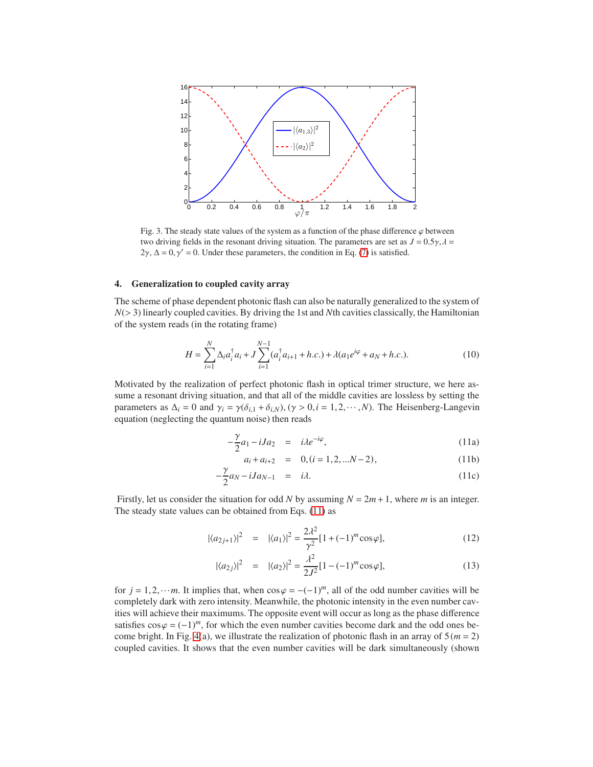Fig. 3. The steady state values of the system as a function of the phase difference $\varphi$ between two driving fields in the resonant driving situation. The parameters are set as $J = 0.5\gamma, \lambda = 2\gamma, \Delta = 0, \gamma' = 0$. Under these parameters, the condition in Eq. (7) is satisfied.

## 4. Generalization to coupled cavity array

The scheme of phase dependent photonic flash can also be naturally generalized to the system of $N(>3)$ linearly coupled cavities. By driving the 1st and $N$th cavities classically, the Hamiltonian of the system reads (in the rotating frame)

$$H = \sum_{i=1}^{N} \Delta_i a_i^\dagger a_i + J \sum_{i=1}^{N-1} (a_i^\dagger a_{i+1} + h.c.) + \lambda(a_1 e^{i\varphi} + a_N + h.c.). \tag{10}$$

Motivated by the realization of perfect photonic flash in optical trimer structure, we here assume a resonant driving situation, and that all of the middle cavities are lossless by setting the parameters as $\Delta_i = 0$ and $\gamma_i = \gamma(\delta_{i,1} + \delta_{i,N}), (\gamma > 0, i = 1, 2, \cdots, N)$. The Heisenberg-Langevin equation (neglecting the quantum noise) then reads

$$-\frac{\gamma}{2} a_1 - iJa_2 = i\lambda e^{-i\varphi}, \tag{11a}$$

$$a_i + a_{i+2} = 0, (i = 1, 2, ...N-2), \tag{11b}$$

$$-\frac{\gamma}{2} a_N - iJa_{N-1} = i\lambda. \tag{11c}$$

Firstly, let us consider the situation for odd $N$ by assuming $N = 2m+1$, where $m$ is an integer. The steady state values can be obtained from Eqs. (11) as

$$|\langle a_{2j+1}\rangle|^2 = |\langle a_1\rangle|^2 = \frac{2\lambda^2}{\gamma^2}[1 + (-1)^m \cos\varphi], \tag{12}$$

$$|\langle a_{2j}\rangle|^2 = |\langle a_2\rangle|^2 = \frac{\lambda^2}{2J^2}[1 - (-1)^m \cos\varphi], \tag{13}$$

for $j = 1, 2, \cdots m$. It implies that, when $\cos\varphi = -(-1)^m$, all of the odd number cavities will be completely dark with zero intensity. Meanwhile, the photonic intensity in the even number cavities will achieve their maximums. The opposite event will occur as long as the phase difference satisfies $\cos\varphi = (-1)^m$, for which the even number cavities become dark and the odd ones become bright. In Fig. 4(a), we illustrate the realization of photonic flash in an array of $5\,(m = 2)$ coupled cavities. It shows that the even number cavities will be dark simultaneously (shown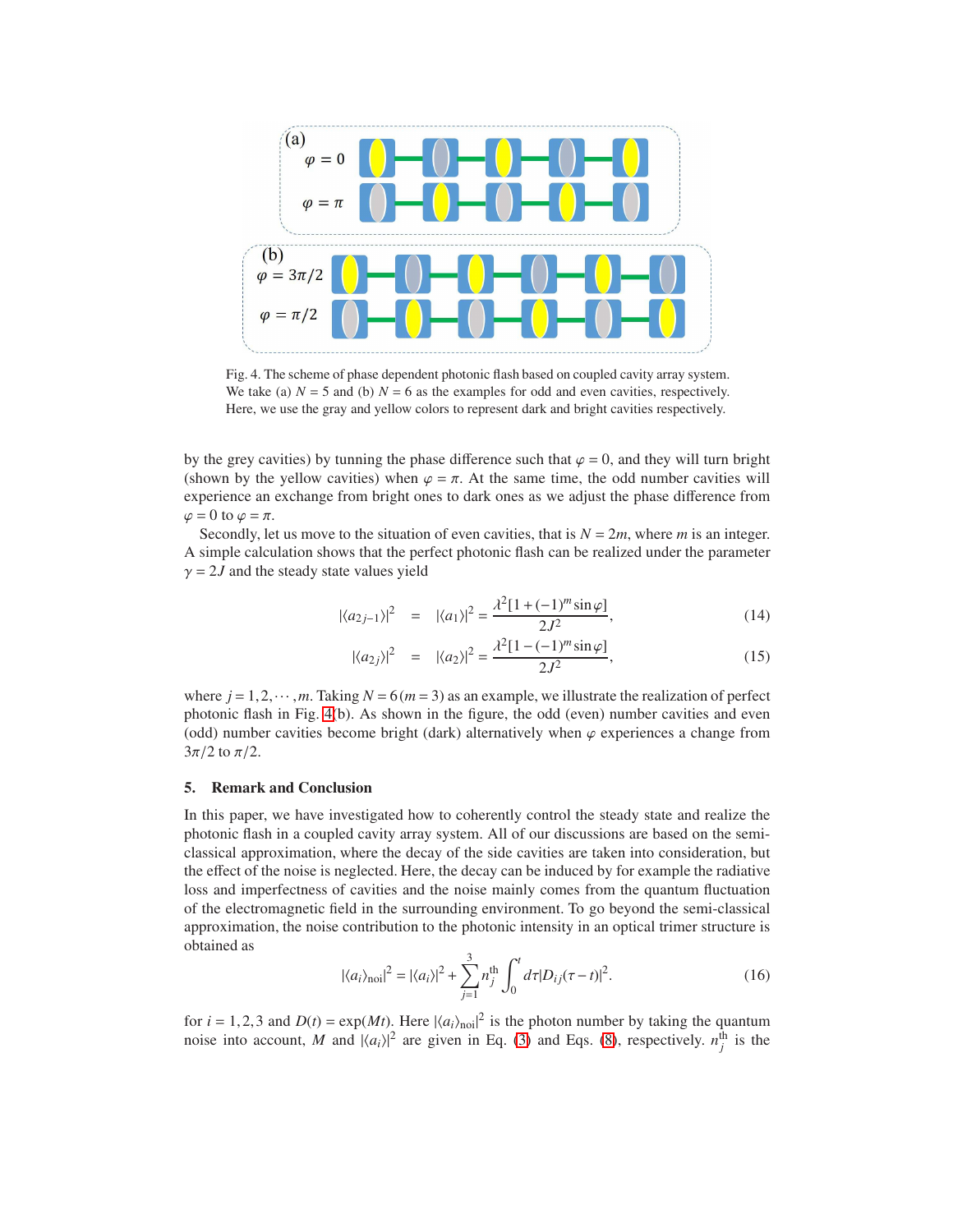Fig. 4. The scheme of phase dependent photonic flash based on coupled cavity array system. We take (a) $N = 5$ and (b) $N = 6$ as the examples for odd and even cavities, respectively. Here, we use the gray and yellow colors to represent dark and bright cavities respectively.

by the grey cavities) by tunning the phase difference such that $\varphi = 0$, and they will turn bright (shown by the yellow cavities) when $\varphi = \pi$. At the same time, the odd number cavities will experience an exchange from bright ones to dark ones as we adjust the phase difference from $\varphi = 0$ to $\varphi = \pi$.

Secondly, let us move to the situation of even cavities, that is $N = 2m$, where $m$ is an integer. A simple calculation shows that the perfect photonic flash can be realized under the parameter $\gamma = 2J$ and the steady state values yield

$$|\langle a_{2j-1}\rangle|^2 = |\langle a_1\rangle|^2 = \frac{\lambda^2[1 + (-1)^m \sin\varphi]}{2J^2}, \tag{14}$$

$$|\langle a_{2j}\rangle|^2 = |\langle a_2\rangle|^2 = \frac{\lambda^2[1 - (-1)^m \sin\varphi]}{2J^2}, \tag{15}$$

where $j = 1, 2, \cdots, m$. Taking $N = 6\,(m = 3)$ as an example, we illustrate the realization of perfect photonic flash in Fig. 4(b). As shown in the figure, the odd (even) number cavities and even (odd) number cavities become bright (dark) alternatively when $\varphi$ experiences a change from $3\pi/2$ to $\pi/2$.

## 5. Remark and Conclusion

In this paper, we have investigated how to coherently control the steady state and realize the photonic flash in a coupled cavity array system. All of our discussions are based on the semi-classical approximation, where the decay of the side cavities are taken into consideration, but the effect of the noise is neglected. Here, the decay can be induced by for example the radiative loss and imperfectness of cavities and the noise mainly comes from the quantum fluctuation of the electromagnetic field in the surrounding environment. To go beyond the semi-classical approximation, the noise contribution to the photonic intensity in an optical trimer structure is obtained as

$$|\langle a_i\rangle_{\rm noi}|^2 = |\langle a_i\rangle|^2 + \sum_{j=1}^{3} n_j^{\rm th} \int_0^t d\tau |D_{ij}(\tau - t)|^2. \tag{16}$$

for $i = 1, 2, 3$ and $D(t) = \exp(Mt)$. Here $|\langle a_i\rangle_{\rm noi}|^2$ is the photon number by taking the quantum noise into account, $M$ and $|\langle a_i\rangle|^2$ are given in Eq. (3) and Eqs. (8), respectively. $n_j^{\rm th}$ is the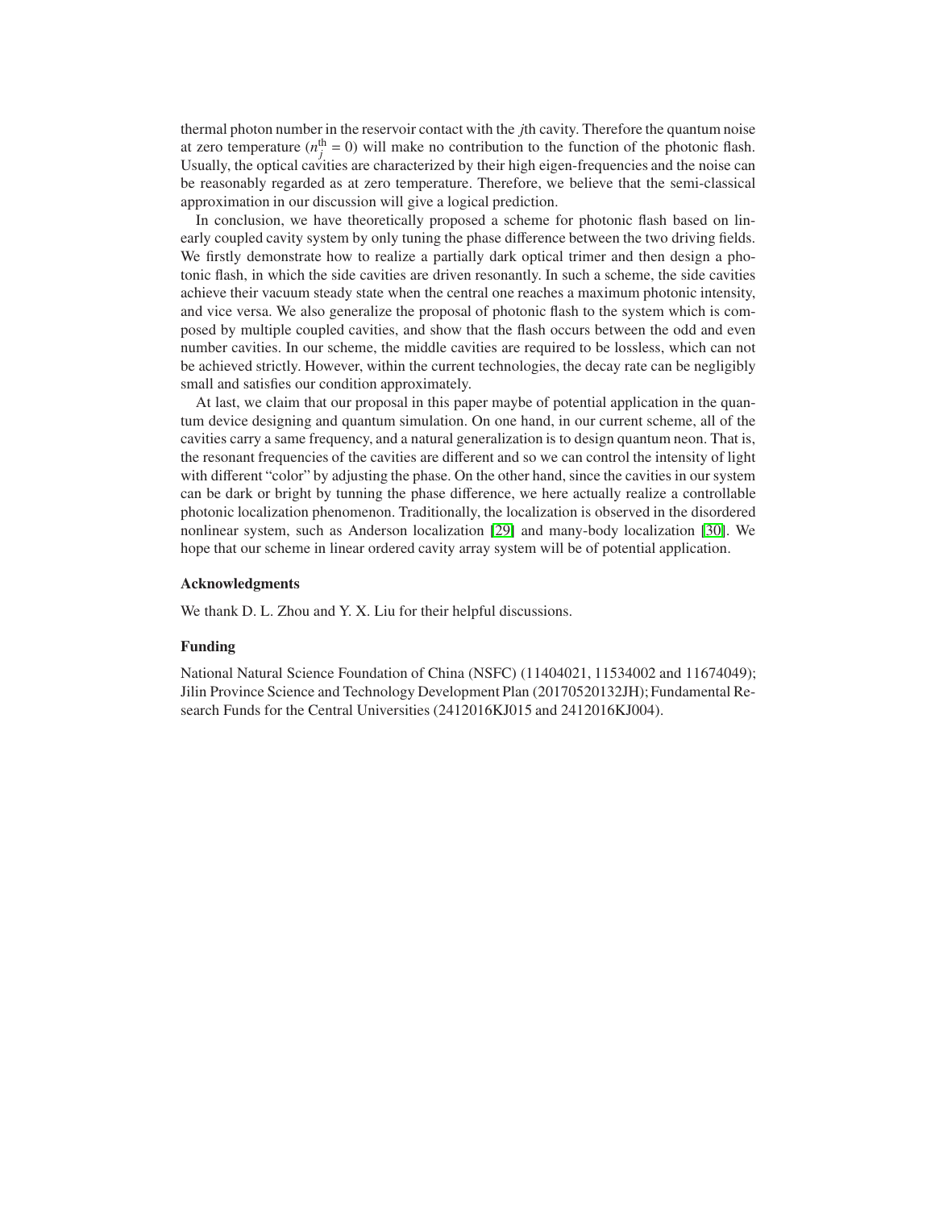thermal photon number in the reservoir contact with the $j$th cavity. Therefore the quantum noise at zero temperature ($n_j^{\text{th}} = 0$) will make no contribution to the function of the photonic flash. Usually, the optical cavities are characterized by their high eigen-frequencies and the noise can be reasonably regarded as at zero temperature. Therefore, we believe that the semi-classical approximation in our discussion will give a logical prediction.

In conclusion, we have theoretically proposed a scheme for photonic flash based on linearly coupled cavity system by only tuning the phase difference between the two driving fields. We firstly demonstrate how to realize a partially dark optical trimer and then design a photonic flash, in which the side cavities are driven resonantly. In such a scheme, the side cavities achieve their vacuum steady state when the central one reaches a maximum photonic intensity, and vice versa. We also generalize the proposal of photonic flash to the system which is composed by multiple coupled cavities, and show that the flash occurs between the odd and even number cavities. In our scheme, the middle cavities are required to be lossless, which can not be achieved strictly. However, within the current technologies, the decay rate can be negligibly small and satisfies our condition approximately.

At last, we claim that our proposal in this paper maybe of potential application in the quantum device designing and quantum simulation. On one hand, in our current scheme, all of the cavities carry a same frequency, and a natural generalization is to design quantum neon. That is, the resonant frequencies of the cavities are different and so we can control the intensity of light with different "color" by adjusting the phase. On the other hand, since the cavities in our system can be dark or bright by tunning the phase difference, we here actually realize a controllable photonic localization phenomenon. Traditionally, the localization is observed in the disordered nonlinear system, such as Anderson localization [29] and many-body localization [30]. We hope that our scheme in linear ordered cavity array system will be of potential application.

### Acknowledgments

We thank D. L. Zhou and Y. X. Liu for their helpful discussions.

### Funding

National Natural Science Foundation of China (NSFC) (11404021, 11534002 and 11674049); Jilin Province Science and Technology Development Plan (20170520132JH); Fundamental Research Funds for the Central Universities (2412016KJ015 and 2412016KJ004).